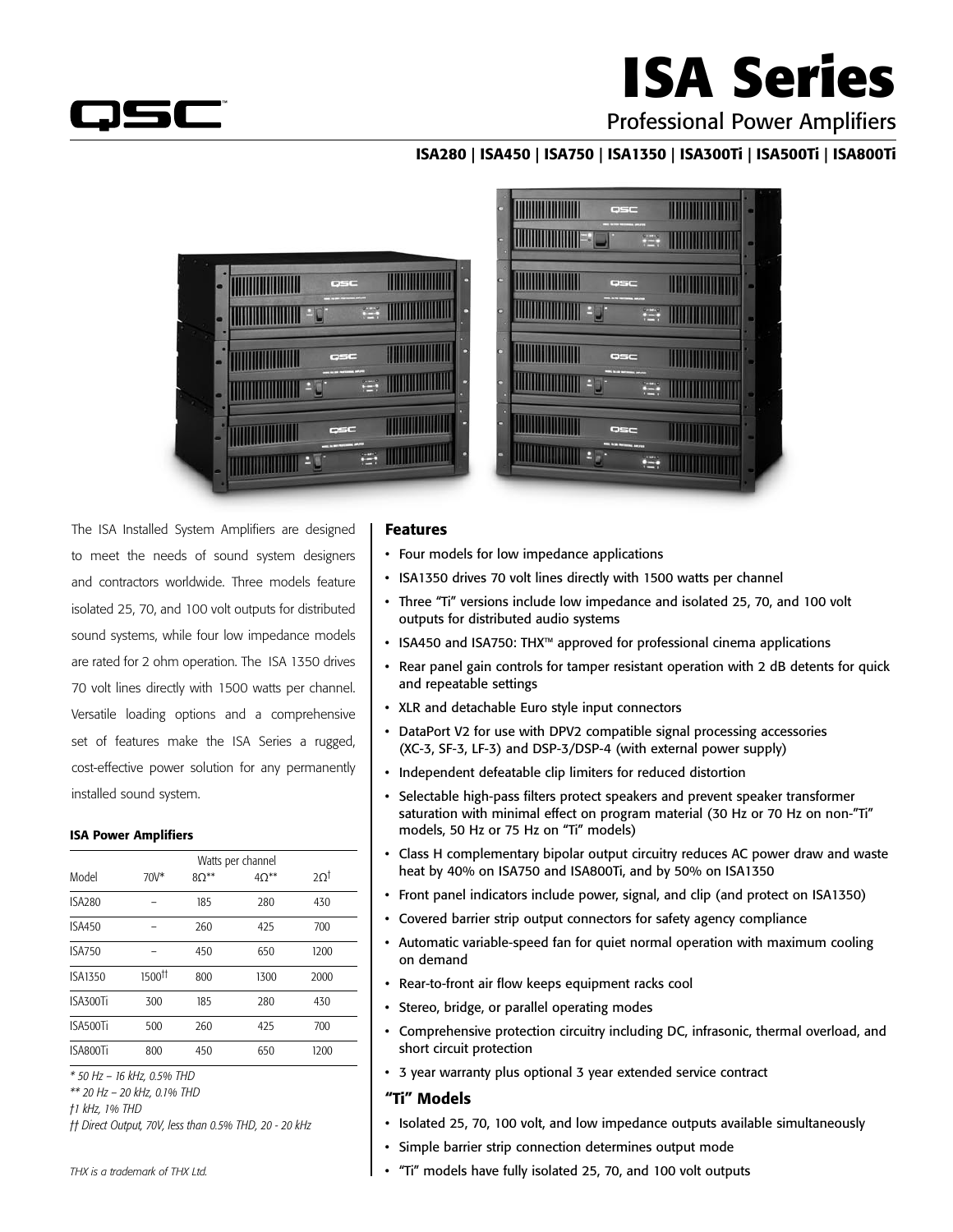# ISA Series

## Professional Power Amplifiers

**ISA280 | ISA450 | ISA750 | ISA1350 | ISA300Ti | ISA500Ti | ISA800Ti**

The ISA Installed System Amplifiers are designed to meet the needs of sound system designers and contractors worldwide. Three models feature isolated 25, 70, and 100 volt outputs for distributed sound systems, while four low impedance models are rated for 2 ohm operation. The ISA 1350 drives 70 volt lines directly with 1500 watts per channel. Versatile loading options and a comprehensive set of features make the ISA Series a rugged, cost-effective power solution for any permanently installed sound system.

#### ISA Power Amplifiers

| | Watts per channel | | | |
|---|---|---|---|---|
| Model | 70V* | 8Ω** | 4Ω** | 2Ω† |
| ISA280 | – | 185 | 280 | 430 |
| ISA450 | – | 260 | 425 | 700 |
| ISA750 | – | 450 | 650 | 1200 |
| ISA1350 | 1500†† | 800 | 1300 | 2000 |
| ISA300Ti | 300 | 185 | 280 | 430 |
| ISA500Ti | 500 | 260 | 425 | 700 |
| ISA800Ti | 800 | 450 | 650 | 1200 |

*\* 50 Hz – 16 kHz, 0.5% THD*
*\*\* 20 Hz – 20 kHz, 0.1% THD*
*† 1 kHz, 1% THD*
*†† Direct Output, 70V, less than 0.5% THD, 20 - 20 kHz*

*THX is a trademark of THX Ltd.*

### Features

- Four models for low impedance applications
- ISA1350 drives 70 volt lines directly with 1500 watts per channel
- Three "Ti" versions include low impedance and isolated 25, 70, and 100 volt outputs for distributed audio systems
- ISA450 and ISA750: THX™ approved for professional cinema applications
- Rear panel gain controls for tamper resistant operation with 2 dB detents for quick and repeatable settings
- XLR and detachable Euro style input connectors
- DataPort V2 for use with DPV2 compatible signal processing accessories (XC-3, SF-3, LF-3) and DSP-3/DSP-4 (with external power supply)
- Independent defeatable clip limiters for reduced distortion
- Selectable high-pass filters protect speakers and prevent speaker transformer saturation with minimal effect on program material (30 Hz or 70 Hz on non-"Ti" models, 50 Hz or 75 Hz on "Ti" models)
- Class H complementary bipolar output circuitry reduces AC power draw and waste heat by 40% on ISA750 and ISA800Ti, and by 50% on ISA1350
- Front panel indicators include power, signal, and clip (and protect on ISA1350)
- Covered barrier strip output connectors for safety agency compliance
- Automatic variable-speed fan for quiet normal operation with maximum cooling on demand
- Rear-to-front air flow keeps equipment racks cool
- Stereo, bridge, or parallel operating modes
- Comprehensive protection circuitry including DC, infrasonic, thermal overload, and short circuit protection
- 3 year warranty plus optional 3 year extended service contract

### "Ti" Models

- Isolated 25, 70, 100 volt, and low impedance outputs available simultaneously
- Simple barrier strip connection determines output mode
- "Ti" models have fully isolated 25, 70, and 100 volt outputs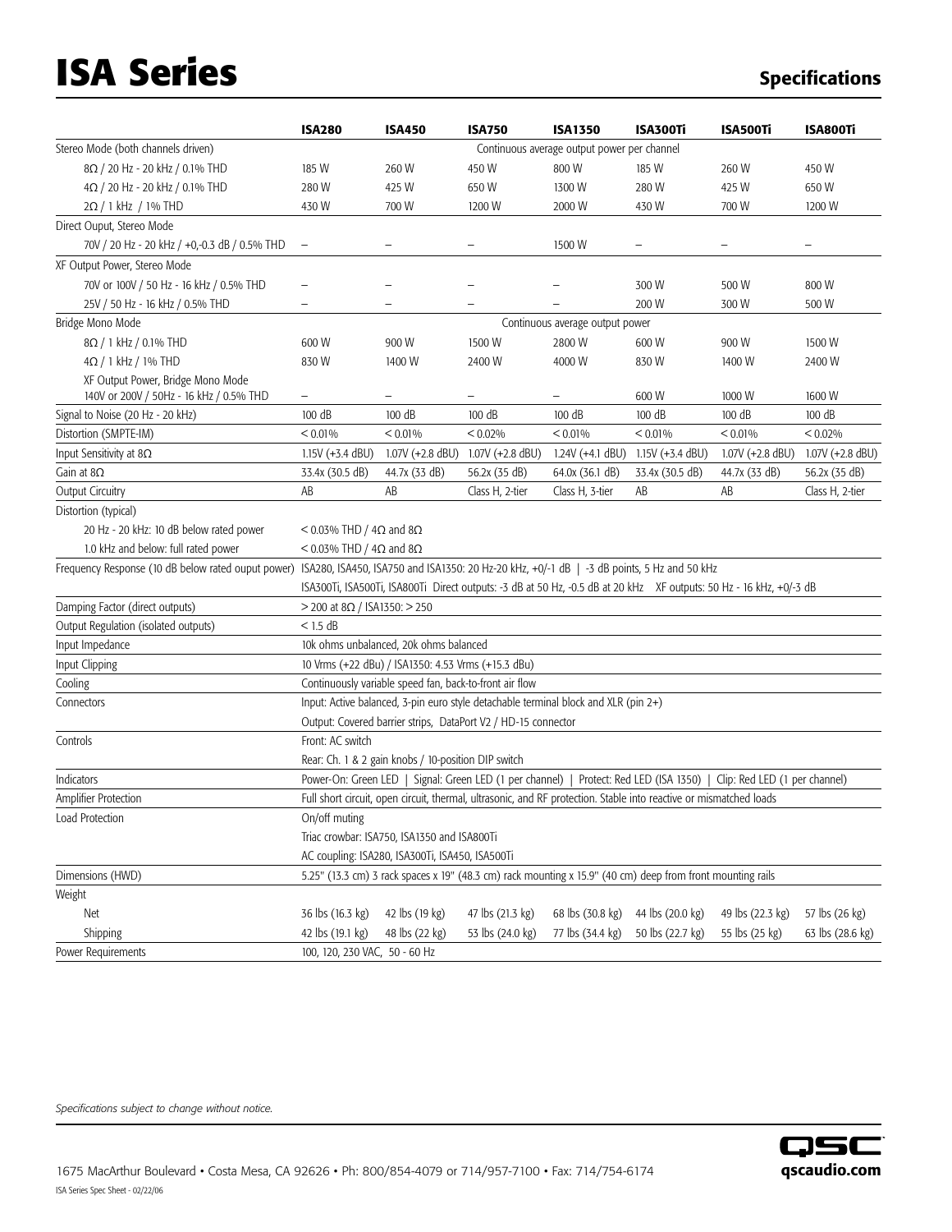# ISA Series

## Specifications

| | ISA280 | ISA450 | ISA750 | ISA1350 | ISA300Ti | ISA500Ti | ISA800Ti |
|---|---|---|---|---|---|---|---|
| Stereo Mode (both channels driven) | Continuous average output power per channel | | | | | | |
| 8Ω / 20 Hz - 20 kHz / 0.1% THD | 185 W | 260 W | 450 W | 800 W | 185 W | 260 W | 450 W |
| 4Ω / 20 Hz - 20 kHz / 0.1% THD | 280 W | 425 W | 650 W | 1300 W | 280 W | 425 W | 650 W |
| 2Ω / 1 kHz / 1% THD | 430 W | 700 W | 1200 W | 2000 W | 430 W | 700 W | 1200 W |
| Direct Ouput, Stereo Mode | | | | | | | |
| 70V / 20 Hz - 20 kHz / +0,-0.3 dB / 0.5% THD | – | – | – | 1500 W | – | – | – |
| XF Output Power, Stereo Mode | | | | | | | |
| 70V or 100V / 50 Hz - 16 kHz / 0.5% THD | – | – | – | – | 300 W | 500 W | 800 W |
| 25V / 50 Hz - 16 kHz / 0.5% THD | – | – | – | – | 200 W | 300 W | 500 W |
| Bridge Mono Mode | Continuous average output power | | | | | | |
| 8Ω / 1 kHz / 0.1% THD | 600 W | 900 W | 1500 W | 2800 W | 600 W | 900 W | 1500 W |
| 4Ω / 1 kHz / 1% THD | 830 W | 1400 W | 2400 W | 4000 W | 830 W | 1400 W | 2400 W |
| XF Output Power, Bridge Mono Mode 140V or 200V / 50Hz - 16 kHz / 0.5% THD | – | – | – | – | 600 W | 1000 W | 1600 W |
| Signal to Noise (20 Hz - 20 kHz) | 100 dB | 100 dB | 100 dB | 100 dB | 100 dB | 100 dB | 100 dB |
| Distortion (SMPTE-IM) | < 0.01% | < 0.01% | < 0.02% | < 0.01% | < 0.01% | < 0.01% | < 0.02% |
| Input Sensitivity at 8Ω | 1.15V (+3.4 dBU) | 1.07V (+2.8 dBU) | 1.07V (+2.8 dBU) | 1.24V (+4.1 dBU) | 1.15V (+3.4 dBU) | 1.07V (+2.8 dBU) | 1.07V (+2.8 dBU) |
| Gain at 8Ω | 33.4x (30.5 dB) | 44.7x (33 dB) | 56.2x (35 dB) | 64.0x (36.1 dB) | 33.4x (30.5 dB) | 44.7x (33 dB) | 56.2x (35 dB) |
| Output Circuitry | AB | AB | Class H, 2-tier | Class H, 3-tier | AB | AB | Class H, 2-tier |
| Distortion (typical) | | | | | | | |
| 20 Hz - 20 kHz: 10 dB below rated power | < 0.03% THD / 4Ω and 8Ω | | | | | | |
| 1.0 kHz and below: full rated power | < 0.03% THD / 4Ω and 8Ω | | | | | | |
| Frequency Response (10 dB below rated ouput power) | ISA280, ISA450, ISA750 and ISA1350: 20 Hz-20 kHz, +0/-1 dB \| -3 dB points, 5 Hz and 50 kHz | | | | | | |
| | ISA300Ti, ISA500Ti, ISA800Ti Direct outputs: -3 dB at 50 Hz, -0.5 dB at 20 kHz XF outputs: 50 Hz - 16 kHz, +0/-3 dB | | | | | | |
| Damping Factor (direct outputs) | > 200 at 8Ω / ISA1350: > 250 | | | | | | |
| Output Regulation (isolated outputs) | < 1.5 dB | | | | | | |
| Input Impedance | 10k ohms unbalanced, 20k ohms balanced | | | | | | |
| Input Clipping | 10 Vrms (+22 dBu) / ISA1350: 4.53 Vrms (+15.3 dBu) | | | | | | |
| Cooling | Continuously variable speed fan, back-to-front air flow | | | | | | |
| Connectors | Input: Active balanced, 3-pin euro style detachable terminal block and XLR (pin 2+) | | | | | | |
| | Output: Covered barrier strips, DataPort V2 / HD-15 connector | | | | | | |
| Controls | Front: AC switch | | | | | | |
| | Rear: Ch. 1 & 2 gain knobs / 10-position DIP switch | | | | | | |
| Indicators | Power-On: Green LED \| Signal: Green LED (1 per channel) \| Protect: Red LED (ISA 1350) \| Clip: Red LED (1 per channel) | | | | | | |
| Amplifier Protection | Full short circuit, open circuit, thermal, ultrasonic, and RF protection. Stable into reactive or mismatched loads | | | | | | |
| Load Protection | On/off muting | | | | | | |
| | Triac crowbar: ISA750, ISA1350 and ISA800Ti | | | | | | |
| | AC coupling: ISA280, ISA300Ti, ISA450, ISA500Ti | | | | | | |
| Dimensions (HWD) | 5.25" (13.3 cm) 3 rack spaces x 19" (48.3 cm) rack mounting x 15.9" (40 cm) deep from front mounting rails | | | | | | |
| Weight | | | | | | | |
| Net | 36 lbs (16.3 kg) | 42 lbs (19 kg) | 47 lbs (21.3 kg) | 68 lbs (30.8 kg) | 44 lbs (20.0 kg) | 49 lbs (22.3 kg) | 57 lbs (26 kg) |
| Shipping | 42 lbs (19.1 kg) | 48 lbs (22 kg) | 53 lbs (24.0 kg) | 77 lbs (34.4 kg) | 50 lbs (22.7 kg) | 55 lbs (25 kg) | 63 lbs (28.6 kg) |
| Power Requirements | 100, 120, 230 VAC, 50 - 60 Hz | | | | | | |

*Specifications subject to change without notice.*

1675 MacArthur Boulevard • Costa Mesa, CA 92626 • Ph: 800/854-4079 or 714/957-7100 • Fax: 714/754-6174

**qscaudio.com**

ISA Series Spec Sheet - 02/22/06